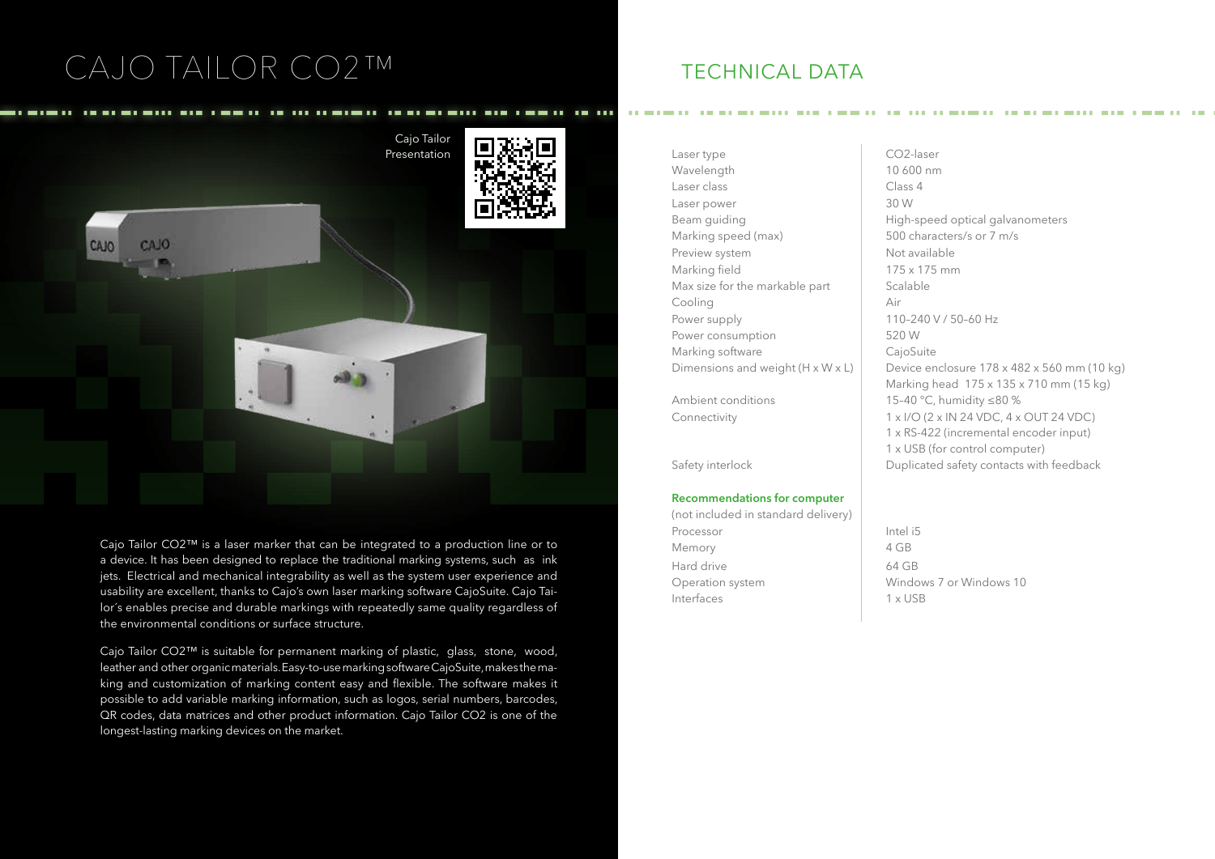# CAJO TAILOR CO2™

Cajo Tailor Presentation

Cajo Tailor CO2™ is a laser marker that can be integrated to a production line or to a device. It has been designed to replace the traditional marking systems, such as ink jets. Electrical and mechanical integrability as well as the system user experience and usability are excellent, thanks to Cajo's own laser marking software CajoSuite. Cajo Tailor´s enables precise and durable markings with repeatedly same quality regardless of the environmental conditions or surface structure.

Cajo Tailor CO2™ is suitable for permanent marking of plastic, glass, stone, wood, leather and other organic materials. Easy-to-use marking software CajoSuite, makes the making and customization of marking content easy and flexible. The software makes it possible to add variable marking information, such as logos, serial numbers, barcodes, QR codes, data matrices and other product information. Cajo Tailor CO2 is one of the longest-lasting marking devices on the market.

## TECHNICAL DATA

| | |
|---|---|
| Laser type | CO2-laser |
| Wavelength | 10 600 nm |
| Laser class | Class 4 |
| Laser power | 30 W |
| Beam guiding | High-speed optical galvanometers |
| Marking speed (max) | 500 characters/s or 7 m/s |
| Preview system | Not available |
| Marking field | 175 x 175 mm |
| Max size for the markable part | Scalable |
| Cooling | Air |
| Power supply | 110–240 V / 50–60 Hz |
| Power consumption | 520 W |
| Marking software | CajoSuite |
| Dimensions and weight (H x W x L) | Device enclosure 178 x 482 x 560 mm (10 kg)<br>Marking head 175 x 135 x 710 mm (15 kg) |
| Ambient conditions | 15–40 °C, humidity ≤80 % |
| Connectivity | 1 x I/O (2 x IN 24 VDC, 4 x OUT 24 VDC)<br>1 x RS-422 (incremental encoder input)<br>1 x USB (for control computer) |
| Safety interlock | Duplicated safety contacts with feedback |

**Recommendations for computer**
(not included in standard delivery)

| | |
|---|---|
| Processor | Intel i5 |
| Memory | 4 GB |
| Hard drive | 64 GB |
| Operation system | Windows 7 or Windows 10 |
| Interfaces | 1 x USB |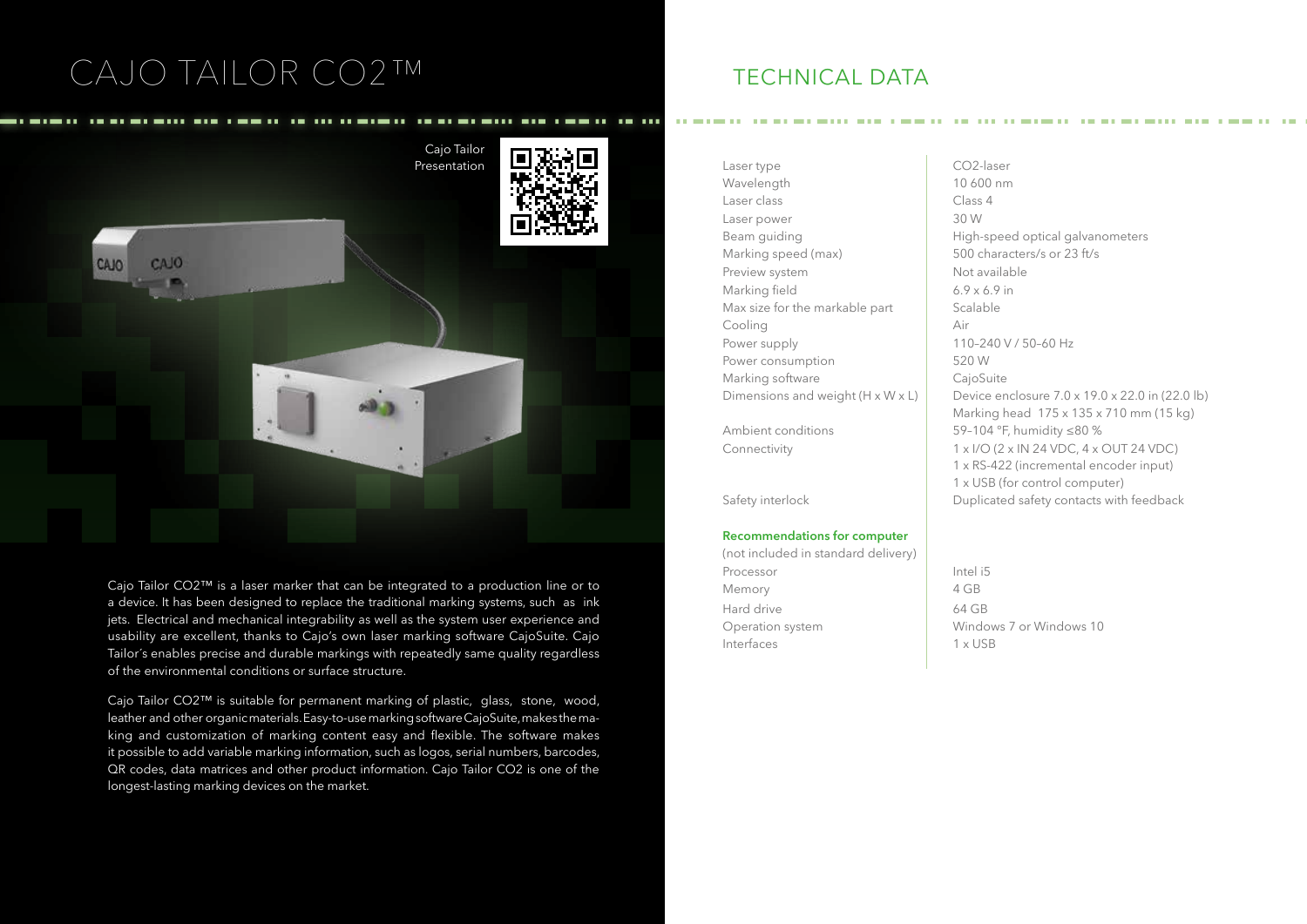# CAJO TAILOR CO2™

Cajo Tailor Presentation

Cajo Tailor CO2™ is a laser marker that can be integrated to a production line or to a device. It has been designed to replace the traditional marking systems, such as ink jets. Electrical and mechanical integrability as well as the system user experience and usability are excellent, thanks to Cajo's own laser marking software CajoSuite. Cajo Tailor's enables precise and durable markings with repeatedly same quality regardless of the environmental conditions or surface structure.

Cajo Tailor CO2™ is suitable for permanent marking of plastic, glass, stone, wood, leather and other organic materials. Easy-to-use marking software CajoSuite, makes the making and customization of marking content easy and flexible. The software makes it possible to add variable marking information, such as logos, serial numbers, barcodes, QR codes, data matrices and other product information. Cajo Tailor CO2 is one of the longest-lasting marking devices on the market.

# TECHNICAL DATA

| | |
|---|---|
| Laser type | CO2-laser |
| Wavelength | 10 600 nm |
| Laser class | Class 4 |
| Laser power | 30 W |
| Beam guiding | High-speed optical galvanometers |
| Marking speed (max) | 500 characters/s or 23 ft/s |
| Preview system | Not available |
| Marking field | 6.9 x 6.9 in |
| Max size for the markable part | Scalable |
| Cooling | Air |
| Power supply | 110–240 V / 50–60 Hz |
| Power consumption | 520 W |
| Marking software | CajoSuite |
| Dimensions and weight (H x W x L) | Device enclosure 7.0 x 19.0 x 22.0 in (22.0 lb)<br>Marking head 175 x 135 x 710 mm (15 kg) |
| Ambient conditions | 59–104 °F, humidity ≤80 % |
| Connectivity | 1 x I/O (2 x IN 24 VDC, 4 x OUT 24 VDC)<br>1 x RS-422 (incremental encoder input)<br>1 x USB (for control computer) |
| Safety interlock | Duplicated safety contacts with feedback |

**Recommendations for computer**
(not included in standard delivery)

| | |
|---|---|
| Processor | Intel i5 |
| Memory | 4 GB |
| Hard drive | 64 GB |
| Operation system | Windows 7 or Windows 10 |
| Interfaces | 1 x USB |